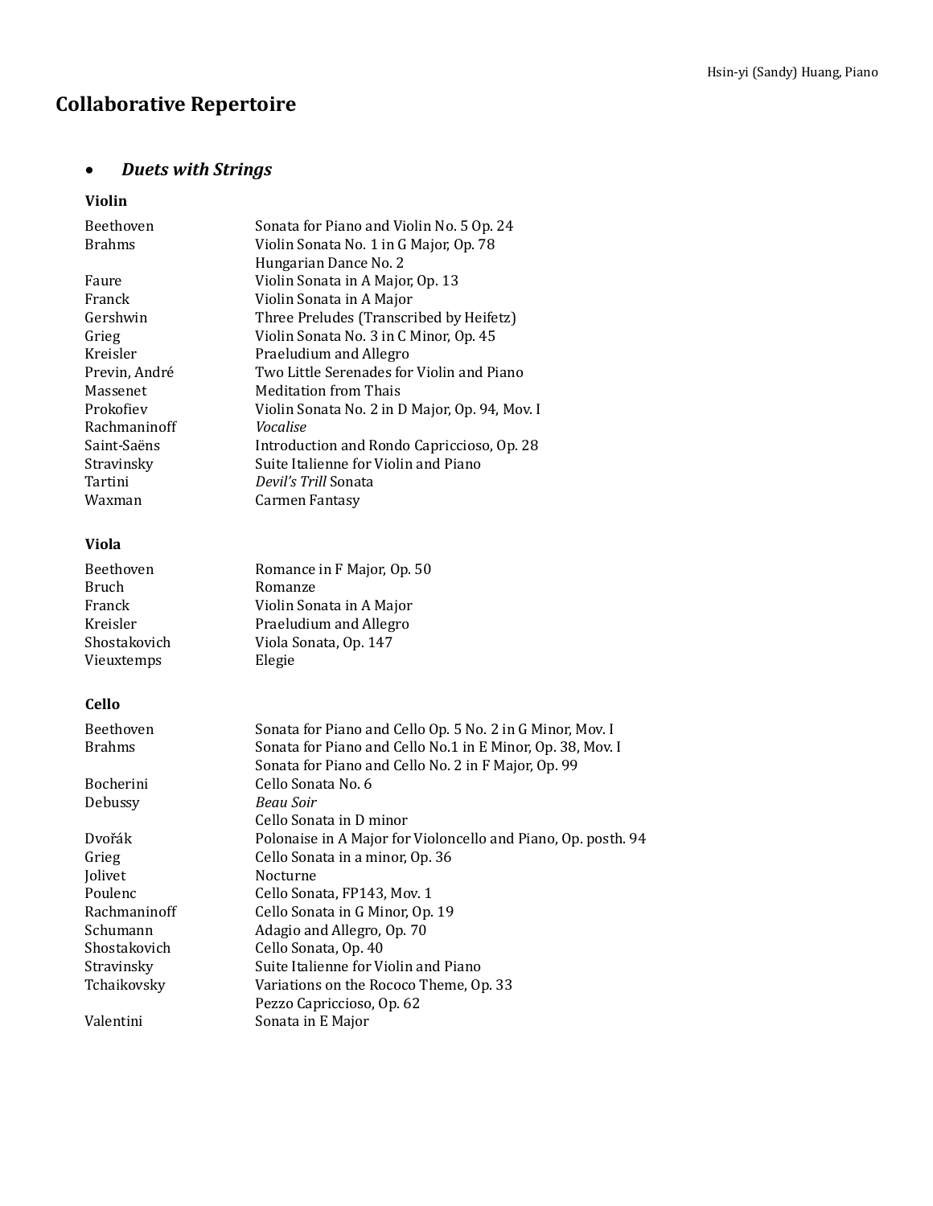Hsin-yi (Sandy) Huang, Piano

# Collaborative Repertoire

- ***Duets with Strings***

### Violin

| | |
|---|---|
| Beethoven | Sonata for Piano and Violin No. 5 Op. 24 |
| Brahms | Violin Sonata No. 1 in G Major, Op. 78 |
| | Hungarian Dance No. 2 |
| Faure | Violin Sonata in A Major, Op. 13 |
| Franck | Violin Sonata in A Major |
| Gershwin | Three Preludes (Transcribed by Heifetz) |
| Grieg | Violin Sonata No. 3 in C Minor, Op. 45 |
| Kreisler | Praeludium and Allegro |
| Previn, André | Two Little Serenades for Violin and Piano |
| Massenet | Meditation from Thais |
| Prokofiev | Violin Sonata No. 2 in D Major, Op. 94, Mov. I |
| Rachmaninoff | *Vocalise* |
| Saint-Saëns | Introduction and Rondo Capriccioso, Op. 28 |
| Stravinsky | Suite Italienne for Violin and Piano |
| Tartini | *Devil's Trill* Sonata |
| Waxman | Carmen Fantasy |

### Viola

| | |
|---|---|
| Beethoven | Romance in F Major, Op. 50 |
| Bruch | Romanze |
| Franck | Violin Sonata in A Major |
| Kreisler | Praeludium and Allegro |
| Shostakovich | Viola Sonata, Op. 147 |
| Vieuxtemps | Elegie |

### Cello

| | |
|---|---|
| Beethoven | Sonata for Piano and Cello Op. 5 No. 2 in G Minor, Mov. I |
| Brahms | Sonata for Piano and Cello No.1 in E Minor, Op. 38, Mov. I |
| | Sonata for Piano and Cello No. 2 in F Major, Op. 99 |
| Bocherini | Cello Sonata No. 6 |
| Debussy | *Beau Soir* |
| | Cello Sonata in D minor |
| Dvořák | Polonaise in A Major for Violoncello and Piano, Op. posth. 94 |
| Grieg | Cello Sonata in a minor, Op. 36 |
| Jolivet | Nocturne |
| Poulenc | Cello Sonata, FP143, Mov. 1 |
| Rachmaninoff | Cello Sonata in G Minor, Op. 19 |
| Schumann | Adagio and Allegro, Op. 70 |
| Shostakovich | Cello Sonata, Op. 40 |
| Stravinsky | Suite Italienne for Violin and Piano |
| Tchaikovsky | Variations on the Rococo Theme, Op. 33 |
| | Pezzo Capriccioso, Op. 62 |
| Valentini | Sonata in E Major |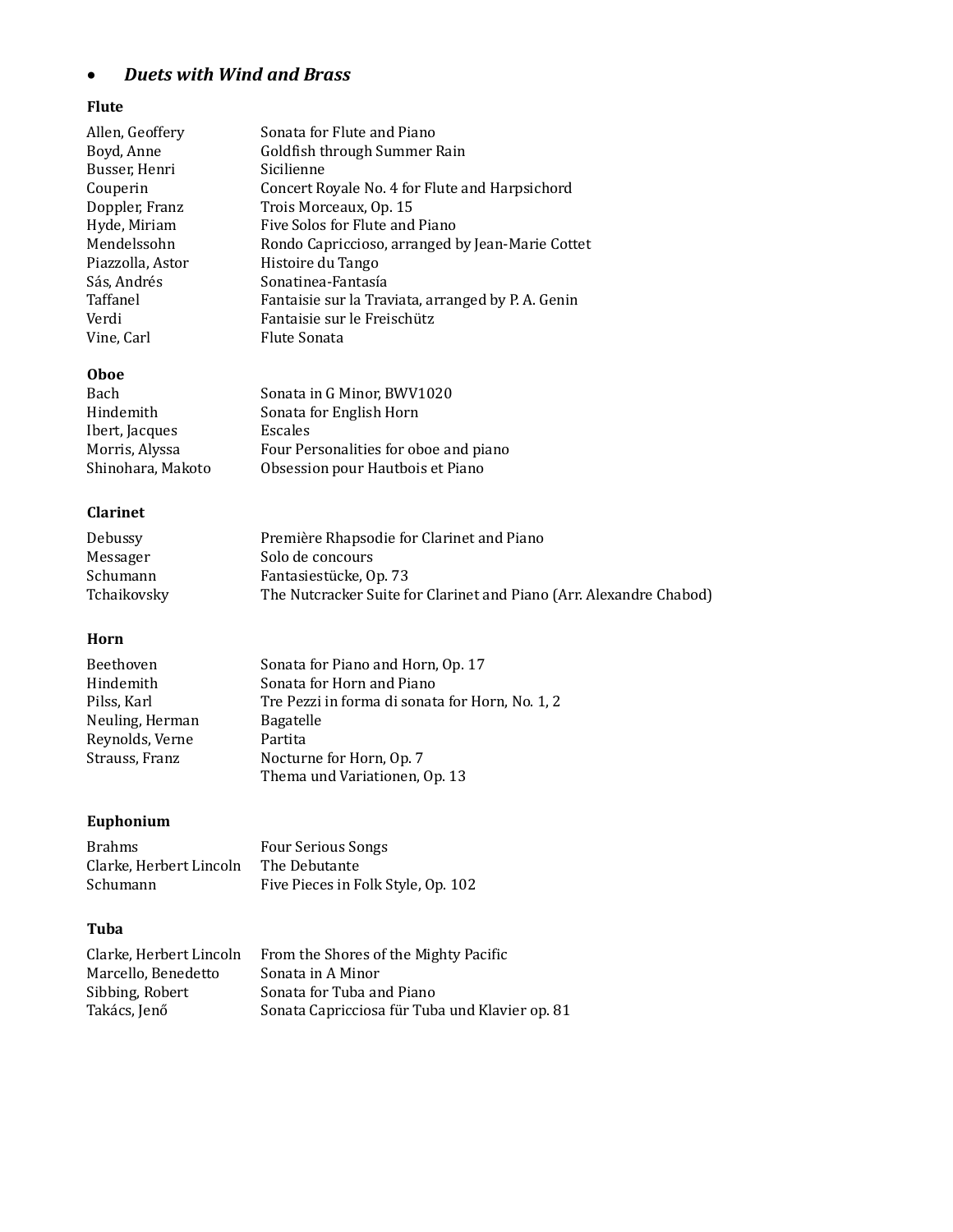- ***Duets with Wind and Brass***

**Flute**

| | |
|---|---|
| Allen, Geoffery | Sonata for Flute and Piano |
| Boyd, Anne | Goldfish through Summer Rain |
| Busser, Henri | Sicilienne |
| Couperin | Concert Royale No. 4 for Flute and Harpsichord |
| Doppler, Franz | Trois Morceaux, Op. 15 |
| Hyde, Miriam | Five Solos for Flute and Piano |
| Mendelssohn | Rondo Capriccioso, arranged by Jean-Marie Cottet |
| Piazzolla, Astor | Histoire du Tango |
| Sás, Andrés | Sonatinea-Fantasía |
| Taffanel | Fantaisie sur la Traviata, arranged by P. A. Genin |
| Verdi | Fantaisie sur le Freischütz |
| Vine, Carl | Flute Sonata |

**Oboe**

| | |
|---|---|
| Bach | Sonata in G Minor, BWV1020 |
| Hindemith | Sonata for English Horn |
| Ibert, Jacques | Escales |
| Morris, Alyssa | Four Personalities for oboe and piano |
| Shinohara, Makoto | Obsession pour Hautbois et Piano |

**Clarinet**

| | |
|---|---|
| Debussy | Première Rhapsodie for Clarinet and Piano |
| Messager | Solo de concours |
| Schumann | Fantasiestücke, Op. 73 |
| Tchaikovsky | The Nutcracker Suite for Clarinet and Piano (Arr. Alexandre Chabod) |

**Horn**

| | |
|---|---|
| Beethoven | Sonata for Piano and Horn, Op. 17 |
| Hindemith | Sonata for Horn and Piano |
| Pilss, Karl | Tre Pezzi in forma di sonata for Horn, No. 1, 2 |
| Neuling, Herman | Bagatelle |
| Reynolds, Verne | Partita |
| Strauss, Franz | Nocturne for Horn, Op. 7 |
| | Thema und Variationen, Op. 13 |

**Euphonium**

| | |
|---|---|
| Brahms | Four Serious Songs |
| Clarke, Herbert Lincoln | The Debutante |
| Schumann | Five Pieces in Folk Style, Op. 102 |

**Tuba**

| | |
|---|---|
| Clarke, Herbert Lincoln | From the Shores of the Mighty Pacific |
| Marcello, Benedetto | Sonata in A Minor |
| Sibbing, Robert | Sonata for Tuba and Piano |
| Takács, Jenő | Sonata Capricciosa für Tuba und Klavier op. 81 |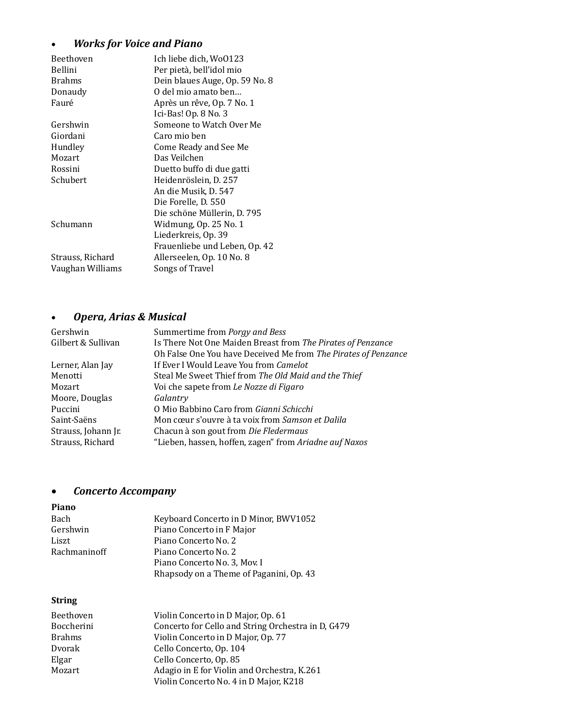- ***Works for Voice and Piano***

| | |
|---|---|
| Beethoven | Ich liebe dich, WoO123 |
| Bellini | Per pietà, bell'idol mio |
| Brahms | Dein blaues Auge, Op. 59 No. 8 |
| Donaudy | O del mio amato ben… |
| Fauré | Après un rêve, Op. 7 No. 1 |
| | Ici-Bas! Op. 8 No. 3 |
| Gershwin | Someone to Watch Over Me |
| Giordani | Caro mio ben |
| Hundley | Come Ready and See Me |
| Mozart | Das Veilchen |
| Rossini | Duetto buffo di due gatti |
| Schubert | Heidenröslein, D. 257 |
| | An die Musik, D. 547 |
| | Die Forelle, D. 550 |
| | Die schöne Müllerin, D. 795 |
| Schumann | Widmung, Op. 25 No. 1 |
| | Liederkreis, Op. 39 |
| | Frauenliebe und Leben, Op. 42 |
| Strauss, Richard | Allerseelen, Op. 10 No. 8 |
| Vaughan Williams | Songs of Travel |

- ***Opera, Arias & Musical***

| | |
|---|---|
| Gershwin | Summertime from *Porgy and Bess* |
| Gilbert & Sullivan | Is There Not One Maiden Breast from *The Pirates of Penzance* |
| | Oh False One You have Deceived Me from *The Pirates of Penzance* |
| Lerner, Alan Jay | If Ever I Would Leave You from *Camelot* |
| Menotti | Steal Me Sweet Thief from *The Old Maid and the Thief* |
| Mozart | Voi che sapete from *Le Nozze di Figaro* |
| Moore, Douglas | *Galantry* |
| Puccini | O Mio Babbino Caro from *Gianni Schicchi* |
| Saint-Saëns | Mon cœur s'ouvre à ta voix from *Samson et Dalila* |
| Strauss, Johann Jr. | Chacun à son gout from *Die Fledermaus* |
| Strauss, Richard | "Lieben, hassen, hoffen, zagen" from *Ariadne auf Naxos* |

- ***Concerto Accompany***

**Piano**

| | |
|---|---|
| Bach | Keyboard Concerto in D Minor, BWV1052 |
| Gershwin | Piano Concerto in F Major |
| Liszt | Piano Concerto No. 2 |
| Rachmaninoff | Piano Concerto No. 2 |
| | Piano Concerto No. 3, Mov. I |
| | Rhapsody on a Theme of Paganini, Op. 43 |

**String**

| | |
|---|---|
| Beethoven | Violin Concerto in D Major, Op. 61 |
| Boccherini | Concerto for Cello and String Orchestra in D, G479 |
| Brahms | Violin Concerto in D Major, Op. 77 |
| Dvorak | Cello Concerto, Op. 104 |
| Elgar | Cello Concerto, Op. 85 |
| Mozart | Adagio in E for Violin and Orchestra, K.261 |
| | Violin Concerto No. 4 in D Major, K218 |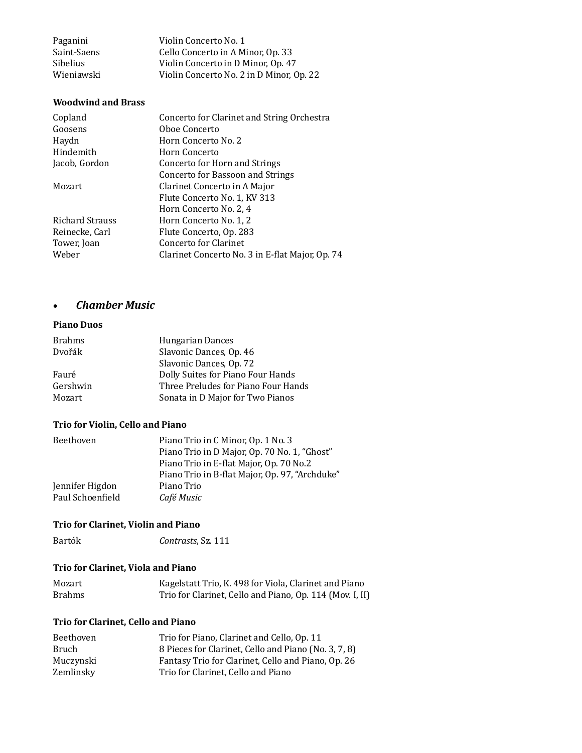| | |
|---|---|
| Paganini | Violin Concerto No. 1 |
| Saint-Saens | Cello Concerto in A Minor, Op. 33 |
| Sibelius | Violin Concerto in D Minor, Op. 47 |
| Wieniawski | Violin Concerto No. 2 in D Minor, Op. 22 |

**Woodwind and Brass**

| | |
|---|---|
| Copland | Concerto for Clarinet and String Orchestra |
| Goosens | Oboe Concerto |
| Haydn | Horn Concerto No. 2 |
| Hindemith | Horn Concerto |
| Jacob, Gordon | Concerto for Horn and Strings |
| | Concerto for Bassoon and Strings |
| Mozart | Clarinet Concerto in A Major |
| | Flute Concerto No. 1, KV 313 |
| | Horn Concerto No. 2, 4 |
| Richard Strauss | Horn Concerto No. 1, 2 |
| Reinecke, Carl | Flute Concerto, Op. 283 |
| Tower, Joan | Concerto for Clarinet |
| Weber | Clarinet Concerto No. 3 in E-flat Major, Op. 74 |

- ***Chamber Music***

**Piano Duos**

| | |
|---|---|
| Brahms | Hungarian Dances |
| Dvořák | Slavonic Dances, Op. 46 |
| | Slavonic Dances, Op. 72 |
| Fauré | Dolly Suites for Piano Four Hands |
| Gershwin | Three Preludes for Piano Four Hands |
| Mozart | Sonata in D Major for Two Pianos |

**Trio for Violin, Cello and Piano**

| | |
|---|---|
| Beethoven | Piano Trio in C Minor, Op. 1 No. 3 |
| | Piano Trio in D Major, Op. 70 No. 1, "Ghost" |
| | Piano Trio in E-flat Major, Op. 70 No.2 |
| | Piano Trio in B-flat Major, Op. 97, "Archduke" |
| Jennifer Higdon | Piano Trio |
| Paul Schoenfield | *Café Music* |

**Trio for Clarinet, Violin and Piano**

| | |
|---|---|
| Bartók | *Contrasts*, Sz. 111 |

**Trio for Clarinet, Viola and Piano**

| | |
|---|---|
| Mozart | Kagelstatt Trio, K. 498 for Viola, Clarinet and Piano |
| Brahms | Trio for Clarinet, Cello and Piano, Op. 114 (Mov. I, II) |

**Trio for Clarinet, Cello and Piano**

| | |
|---|---|
| Beethoven | Trio for Piano, Clarinet and Cello, Op. 11 |
| Bruch | 8 Pieces for Clarinet, Cello and Piano (No. 3, 7, 8) |
| Muczynski | Fantasy Trio for Clarinet, Cello and Piano, Op. 26 |
| Zemlinsky | Trio for Clarinet, Cello and Piano |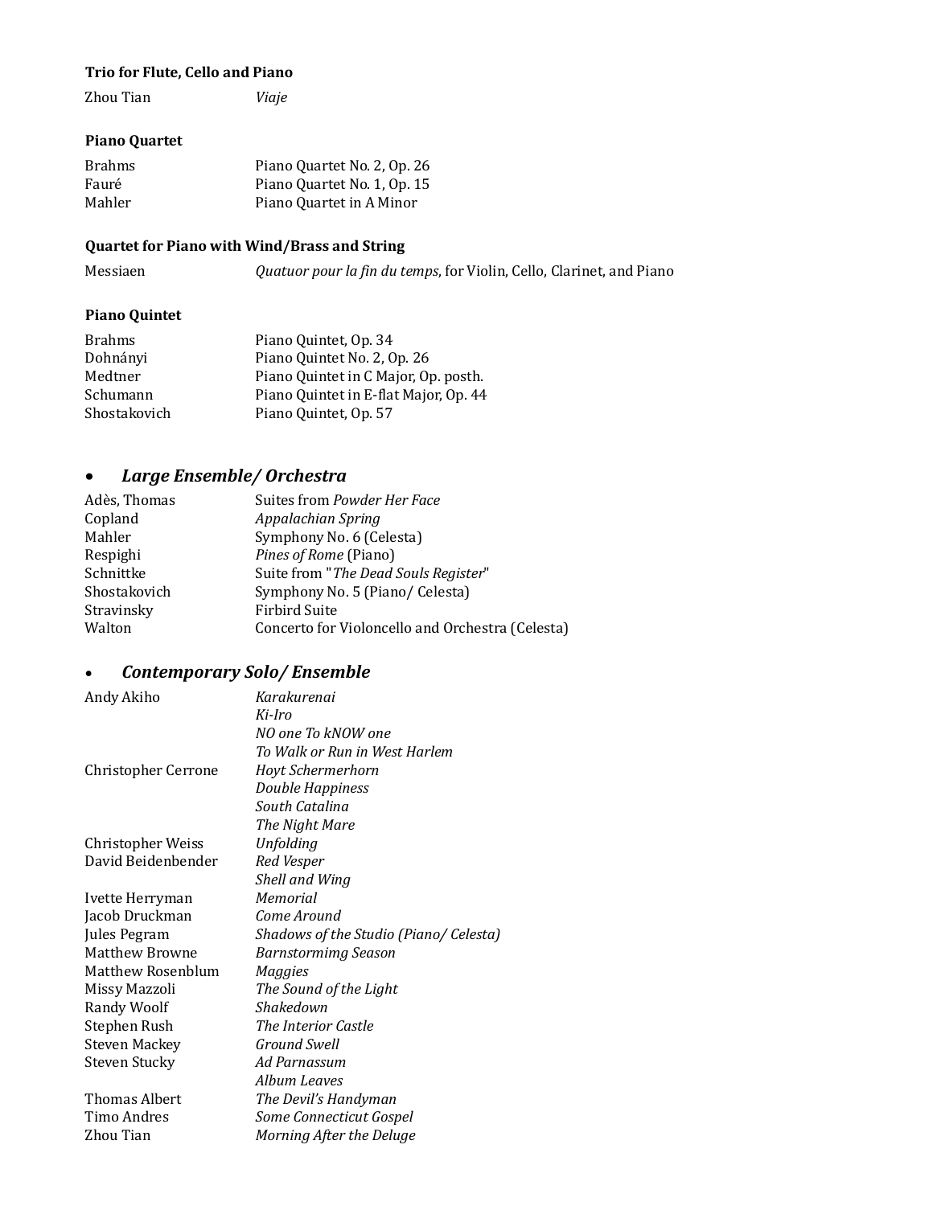**Trio for Flute, Cello and Piano**

| | |
|---|---|
| Zhou Tian | *Viaje* |

**Piano Quartet**

| | |
|---|---|
| Brahms | Piano Quartet No. 2, Op. 26 |
| Fauré | Piano Quartet No. 1, Op. 15 |
| Mahler | Piano Quartet in A Minor |

**Quartet for Piano with Wind/Brass and String**

| | |
|---|---|
| Messiaen | *Quatuor pour la fin du temps*, for Violin, Cello, Clarinet, and Piano |

**Piano Quintet**

| | |
|---|---|
| Brahms | Piano Quintet, Op. 34 |
| Dohnányi | Piano Quintet No. 2, Op. 26 |
| Medtner | Piano Quintet in C Major, Op. posth. |
| Schumann | Piano Quintet in E-flat Major, Op. 44 |
| Shostakovich | Piano Quintet, Op. 57 |

- ***Large Ensemble/ Orchestra***

| | |
|---|---|
| Adès, Thomas | Suites from *Powder Her Face* |
| Copland | *Appalachian Spring* |
| Mahler | Symphony No. 6 (Celesta) |
| Respighi | *Pines of Rome* (Piano) |
| Schnittke | Suite from "*The Dead Souls Register*" |
| Shostakovich | Symphony No. 5 (Piano/ Celesta) |
| Stravinsky | Firbird Suite |
| Walton | Concerto for Violoncello and Orchestra (Celesta) |

- ***Contemporary Solo/ Ensemble***

| | |
|---|---|
| Andy Akiho | *Karakurenai* |
| | *Ki-Iro* |
| | *NO one To kNOW one* |
| | *To Walk or Run in West Harlem* |
| Christopher Cerrone | *Hoyt Schermerhorn* |
| | *Double Happiness* |
| | *South Catalina* |
| | *The Night Mare* |
| Christopher Weiss | *Unfolding* |
| David Beidenbender | *Red Vesper* |
| | *Shell and Wing* |
| Ivette Herryman | *Memorial* |
| Jacob Druckman | *Come Around* |
| Jules Pegram | *Shadows of the Studio (Piano/ Celesta)* |
| Matthew Browne | *Barnstormimg Season* |
| Matthew Rosenblum | *Maggies* |
| Missy Mazzoli | *The Sound of the Light* |
| Randy Woolf | *Shakedown* |
| Stephen Rush | *The Interior Castle* |
| Steven Mackey | *Ground Swell* |
| Steven Stucky | *Ad Parnassum* |
| | *Album Leaves* |
| Thomas Albert | *The Devil's Handyman* |
| Timo Andres | *Some Connecticut Gospel* |
| Zhou Tian | *Morning After the Deluge* |